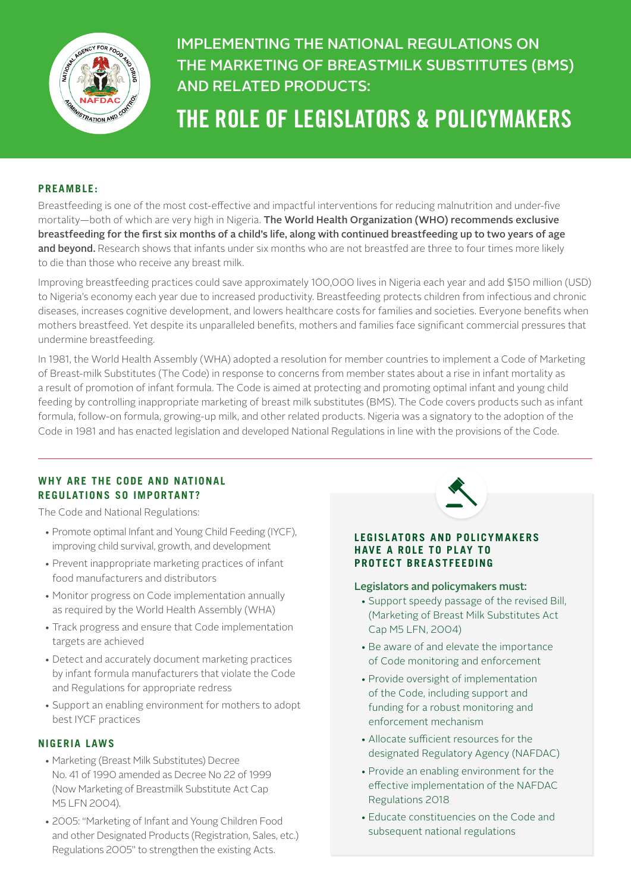# IMPLEMENTING THE NATIONAL REGULATIONS ON THE MARKETING OF BREASTMILK SUBSTITUTES (BMS) AND RELATED PRODUCTS:

# THE ROLE OF LEGISLATORS & POLICYMAKERS

## PREAMBLE:

Breastfeeding is one of the most cost-effective and impactful interventions for reducing malnutrition and under-five mortality—both of which are very high in Nigeria. **The World Health Organization (WHO) recommends exclusive breastfeeding for the first six months of a child's life, along with continued breastfeeding up to two years of age and beyond.** Research shows that infants under six months who are not breastfed are three to four times more likely to die than those who receive any breast milk.

Improving breastfeeding practices could save approximately 100,000 lives in Nigeria each year and add $150 million (USD) to Nigeria's economy each year due to increased productivity. Breastfeeding protects children from infectious and chronic diseases, increases cognitive development, and lowers healthcare costs for families and societies. Everyone benefits when mothers breastfeed. Yet despite its unparalleled benefits, mothers and families face significant commercial pressures that undermine breastfeeding.

In 1981, the World Health Assembly (WHA) adopted a resolution for member countries to implement a Code of Marketing of Breast-milk Substitutes (The Code) in response to concerns from member states about a rise in infant mortality as a result of promotion of infant formula. The Code is aimed at protecting and promoting optimal infant and young child feeding by controlling inappropriate marketing of breast milk substitutes (BMS). The Code covers products such as infant formula, follow-on formula, growing-up milk, and other related products. Nigeria was a signatory to the adoption of the Code in 1981 and has enacted legislation and developed National Regulations in line with the provisions of the Code.

## WHY ARE THE CODE AND NATIONAL REGULATIONS SO IMPORTANT?

The Code and National Regulations:

- Promote optimal Infant and Young Child Feeding (IYCF), improving child survival, growth, and development
- Prevent inappropriate marketing practices of infant food manufacturers and distributors
- Monitor progress on Code implementation annually as required by the World Health Assembly (WHA)
- Track progress and ensure that Code implementation targets are achieved
- Detect and accurately document marketing practices by infant formula manufacturers that violate the Code and Regulations for appropriate redress
- Support an enabling environment for mothers to adopt best IYCF practices

## NIGERIA LAWS

- Marketing (Breast Milk Substitutes) Decree No. 41 of 1990 amended as Decree No 22 of 1999 (Now Marketing of Breastmilk Substitute Act Cap M5 LFN 2004).
- 2005: "Marketing of Infant and Young Children Food and other Designated Products (Registration, Sales, etc.) Regulations 2005" to strengthen the existing Acts.

## LEGISLATORS AND POLICYMAKERS HAVE A ROLE TO PLAY TO PROTECT BREASTFEEDING

**Legislators and policymakers must:**

- Support speedy passage of the revised Bill, (Marketing of Breast Milk Substitutes Act Cap M5 LFN, 2004)
- Be aware of and elevate the importance of Code monitoring and enforcement
- Provide oversight of implementation of the Code, including support and funding for a robust monitoring and enforcement mechanism
- Allocate sufficient resources for the designated Regulatory Agency (NAFDAC)
- Provide an enabling environment for the effective implementation of the NAFDAC Regulations 2018
- Educate constituencies on the Code and subsequent national regulations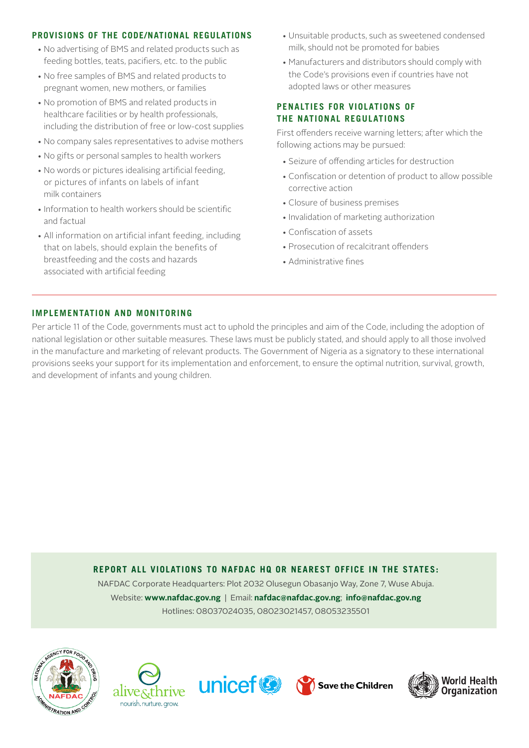## PROVISIONS OF THE CODE/NATIONAL REGULATIONS

- No advertising of BMS and related products such as feeding bottles, teats, pacifiers, etc. to the public
- No free samples of BMS and related products to pregnant women, new mothers, or families
- No promotion of BMS and related products in healthcare facilities or by health professionals, including the distribution of free or low-cost supplies
- No company sales representatives to advise mothers
- No gifts or personal samples to health workers
- No words or pictures idealising artificial feeding, or pictures of infants on labels of infant milk containers
- Information to health workers should be scientific and factual
- All information on artificial infant feeding, including that on labels, should explain the benefits of breastfeeding and the costs and hazards associated with artificial feeding
- Unsuitable products, such as sweetened condensed milk, should not be promoted for babies
- Manufacturers and distributors should comply with the Code's provisions even if countries have not adopted laws or other measures

## PENALTIES FOR VIOLATIONS OF THE NATIONAL REGULATIONS

First offenders receive warning letters; after which the following actions may be pursued:

- Seizure of offending articles for destruction
- Confiscation or detention of product to allow possible corrective action
- Closure of business premises
- Invalidation of marketing authorization
- Confiscation of assets
- Prosecution of recalcitrant offenders
- Administrative fines

## IMPLEMENTATION AND MONITORING

Per article 11 of the Code, governments must act to uphold the principles and aim of the Code, including the adoption of national legislation or other suitable measures. These laws must be publicly stated, and should apply to all those involved in the manufacture and marketing of relevant products. The Government of Nigeria as a signatory to these international provisions seeks your support for its implementation and enforcement, to ensure the optimal nutrition, survival, growth, and development of infants and young children.

**REPORT ALL VIOLATIONS TO NAFDAC HQ OR NEAREST OFFICE IN THE STATES:**

NAFDAC Corporate Headquarters: Plot 2032 Olusegun Obasanjo Way, Zone 7, Wuse Abuja.

Website: **www.nafdac.gov.ng** | Email: **nafdac@nafdac.gov.ng**; **info@nafdac.gov.ng**

Hotlines: 08037024035, 08023021457, 08053235501